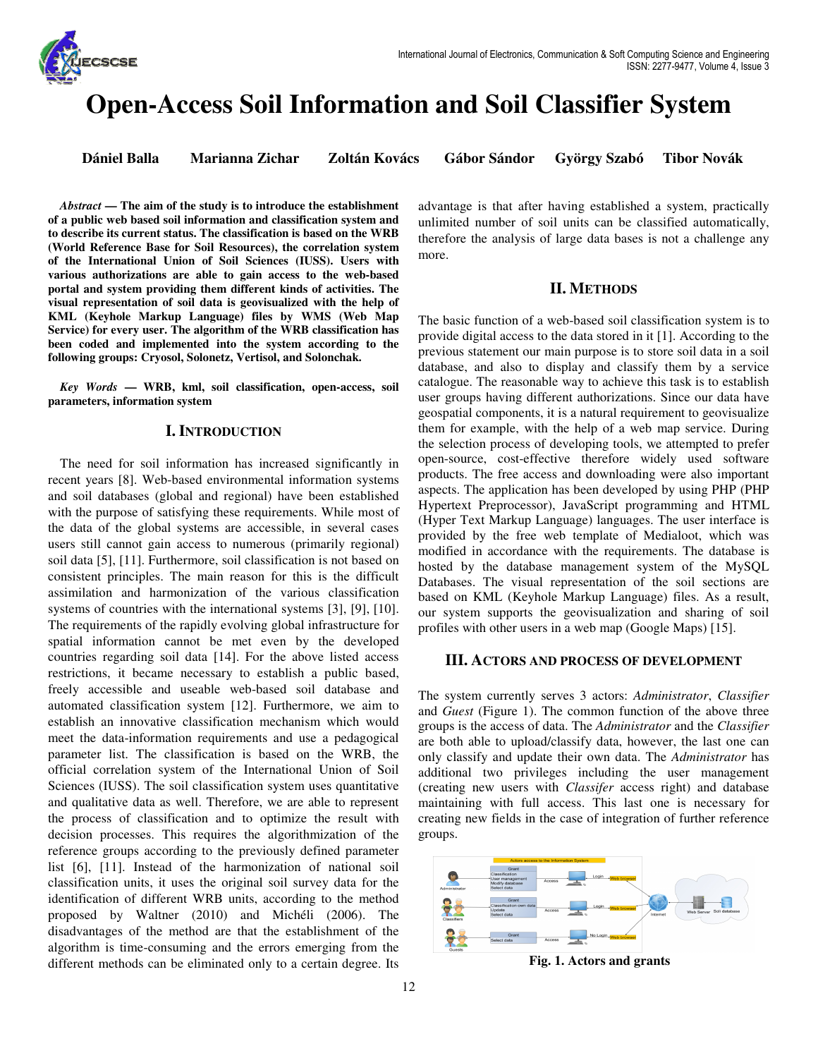# Open-Access Soil Information and Soil Classifier System

**Dániel Balla   Marianna Zichar   Zoltán Kovács   Gábor Sándor   György Szabó   Tibor Novák**

***Abstract* — The aim of the study is to introduce the establishment of a public web based soil information and classification system and to describe its current status. The classification is based on the WRB (World Reference Base for Soil Resources), the correlation system of the International Union of Soil Sciences (IUSS). Users with various authorizations are able to gain access to the web-based portal and system providing them different kinds of activities. The visual representation of soil data is geovisualized with the help of KML (Keyhole Markup Language) files by WMS (Web Map Service) for every user. The algorithm of the WRB classification has been coded and implemented into the system according to the following groups: Cryosol, Solonetz, Vertisol, and Solonchak.**

***Key Words* — WRB, kml, soil classification, open-access, soil parameters, information system**

## I. Introduction

The need for soil information has increased significantly in recent years [8]. Web-based environmental information systems and soil databases (global and regional) have been established with the purpose of satisfying these requirements. While most of the data of the global systems are accessible, in several cases users still cannot gain access to numerous (primarily regional) soil data [5], [11]. Furthermore, soil classification is not based on consistent principles. The main reason for this is the difficult assimilation and harmonization of the various classification systems of countries with the international systems [3], [9], [10]. The requirements of the rapidly evolving global infrastructure for spatial information cannot be met even by the developed countries regarding soil data [14]. For the above listed access restrictions, it became necessary to establish a public based, freely accessible and useable web-based soil database and automated classification system [12]. Furthermore, we aim to establish an innovative classification mechanism which would meet the data-information requirements and use a pedagogical parameter list. The classification is based on the WRB, the official correlation system of the International Union of Soil Sciences (IUSS). The soil classification system uses quantitative and qualitative data as well. Therefore, we are able to represent the process of classification and to optimize the result with decision processes. This requires the algorithmization of the reference groups according to the previously defined parameter list [6], [11]. Instead of the harmonization of national soil classification units, it uses the original soil survey data for the identification of different WRB units, according to the method proposed by Waltner (2010) and Michéli (2006). The disadvantages of the method are that the establishment of the algorithm is time-consuming and the errors emerging from the different methods can be eliminated only to a certain degree. Its advantage is that after having established a system, practically unlimited number of soil units can be classified automatically, therefore the analysis of large data bases is not a challenge any more.

## II. Methods

The basic function of a web-based soil classification system is to provide digital access to the data stored in it [1]. According to the previous statement our main purpose is to store soil data in a soil database, and also to display and classify them by a service catalogue. The reasonable way to achieve this task is to establish user groups having different authorizations. Since our data have geospatial components, it is a natural requirement to geovisualize them for example, with the help of a web map service. During the selection process of developing tools, we attempted to prefer open-source, cost-effective therefore widely used software products. The free access and downloading were also important aspects. The application has been developed by using PHP (PHP Hypertext Preprocessor), JavaScript programming and HTML (Hyper Text Markup Language) languages. The user interface is provided by the free web template of Medialoot, which was modified in accordance with the requirements. The database is hosted by the database management system of the MySQL Databases. The visual representation of the soil sections are based on KML (Keyhole Markup Language) files. As a result, our system supports the geovisualization and sharing of soil profiles with other users in a web map (Google Maps) [15].

## III. Actors and Process of Development

The system currently serves 3 actors: *Administrator*, *Classifier* and *Guest* (Figure 1). The common function of the above three groups is the access of data. The *Administrator* and the *Classifier* are both able to upload/classify data, however, the last one can only classify and update their own data. The *Administrator* has additional two privileges including the user management (creating new users with *Classifer* access right) and database maintaining with full access. This last one is necessary for creating new fields in the case of integration of further reference groups.

**Fig. 1. Actors and grants**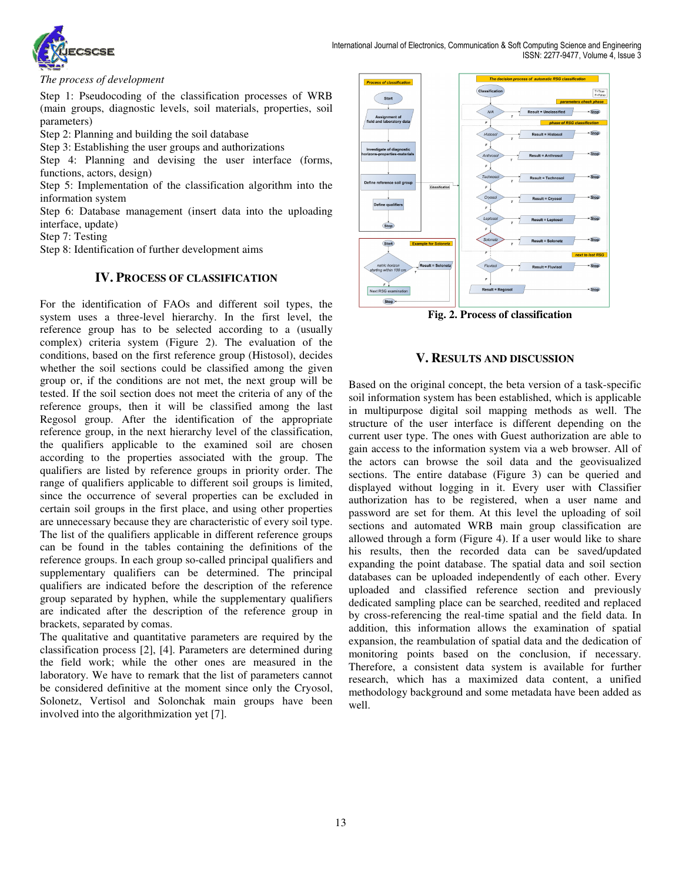*The process of development*

Step 1: Pseudocoding of the classification processes of WRB (main groups, diagnostic levels, soil materials, properties, soil parameters)
Step 2: Planning and building the soil database
Step 3: Establishing the user groups and authorizations
Step 4: Planning and devising the user interface (forms, functions, actors, design)
Step 5: Implementation of the classification algorithm into the information system
Step 6: Database management (insert data into the uploading interface, update)
Step 7: Testing
Step 8: Identification of further development aims

## IV. PROCESS OF CLASSIFICATION

For the identification of FAOs and different soil types, the system uses a three-level hierarchy. In the first level, the reference group has to be selected according to a (usually complex) criteria system (Figure 2). The evaluation of the conditions, based on the first reference group (Histosol), decides whether the soil sections could be classified among the given group or, if the conditions are not met, the next group will be tested. If the soil section does not meet the criteria of any of the reference groups, then it will be classified among the last Regosol group. After the identification of the appropriate reference group, in the next hierarchy level of the classification, the qualifiers applicable to the examined soil are chosen according to the properties associated with the group. The qualifiers are listed by reference groups in priority order. The range of qualifiers applicable to different soil groups is limited, since the occurrence of several properties can be excluded in certain soil groups in the first place, and using other properties are unnecessary because they are characteristic of every soil type. The list of the qualifiers applicable in different reference groups can be found in the tables containing the definitions of the reference groups. In each group so-called principal qualifiers and supplementary qualifiers can be determined. The principal qualifiers are indicated before the description of the reference group separated by hyphen, while the supplementary qualifiers are indicated after the description of the reference group in brackets, separated by comas.

The qualitative and quantitative parameters are required by the classification process [2], [4]. Parameters are determined during the field work; while the other ones are measured in the laboratory. We have to remark that the list of parameters cannot be considered definitive at the moment since only the Cryosol, Solonetz, Vertisol and Solonchak main groups have been involved into the algorithmization yet [7].

**Fig. 2. Process of classification**

## V. RESULTS AND DISCUSSION

Based on the original concept, the beta version of a task-specific soil information system has been established, which is applicable in multipurpose digital soil mapping methods as well. The structure of the user interface is different depending on the current user type. The ones with Guest authorization are able to gain access to the information system via a web browser. All of the actors can browse the soil data and the geovisualized sections. The entire database (Figure 3) can be queried and displayed without logging in it. Every user with Classifier authorization has to be registered, when a user name and password are set for them. At this level the uploading of soil sections and automated WRB main group classification are allowed through a form (Figure 4). If a user would like to share his results, then the recorded data can be saved/updated expanding the point database. The spatial data and soil section databases can be uploaded independently of each other. Every uploaded and classified reference section and previously dedicated sampling place can be searched, reedited and replaced by cross-referencing the real-time spatial and the field data. In addition, this information allows the examination of spatial expansion, the reambulation of spatial data and the dedication of monitoring points based on the conclusion, if necessary. Therefore, a consistent data system is available for further research, which has a maximized data content, a unified methodology background and some metadata have been added as well.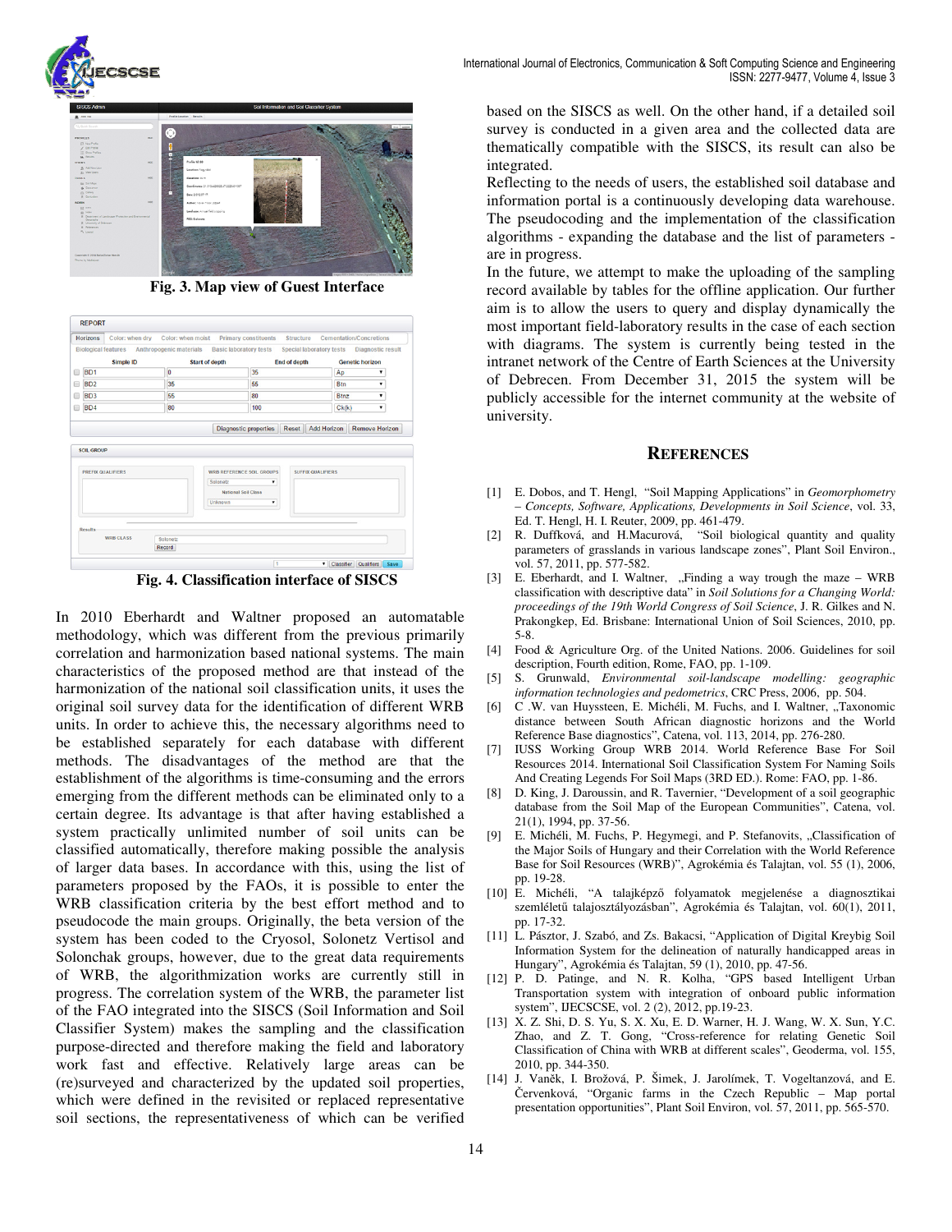Fig. 3. Map view of Guest Interface

Fig. 4. Classification interface of SISCS

In 2010 Eberhardt and Waltner proposed an automatable methodology, which was different from the previous primarily correlation and harmonization based national systems. The main characteristics of the proposed method are that instead of the harmonization of the national soil classification units, it uses the original soil survey data for the identification of different WRB units. In order to achieve this, the necessary algorithms need to be established separately for each database with different methods. The disadvantages of the method are that the establishment of the algorithms is time-consuming and the errors emerging from the different methods can be eliminated only to a certain degree. Its advantage is that after having established a system practically unlimited number of soil units can be classified automatically, therefore making possible the analysis of larger data bases. In accordance with this, using the list of parameters proposed by the FAOs, it is possible to enter the WRB classification criteria by the best effort method and to pseudocode the main groups. Originally, the beta version of the system has been coded to the Cryosol, Solonetz Vertisol and Solonchak groups, however, due to the great data requirements of WRB, the algorithmization works are currently still in progress. The correlation system of the WRB, the parameter list of the FAO integrated into the SISCS (Soil Information and Soil Classifier System) makes the sampling and the classification purpose-directed and therefore making the field and laboratory work fast and effective. Relatively large areas can be (re)surveyed and characterized by the updated soil properties, which were defined in the revisited or replaced representative soil sections, the representativeness of which can be verified based on the SISCS as well. On the other hand, if a detailed soil survey is conducted in a given area and the collected data are thematically compatible with the SISCS, its result can also be integrated.

Reflecting to the needs of users, the established soil database and information portal is a continuously developing data warehouse. The pseudocoding and the implementation of the classification algorithms - expanding the database and the list of parameters - are in progress.

In the future, we attempt to make the uploading of the sampling record available by tables for the offline application. Our further aim is to allow the users to query and display dynamically the most important field-laboratory results in the case of each section with diagrams. The system is currently being tested in the intranet network of the Centre of Earth Sciences at the University of Debrecen. From December 31, 2015 the system will be publicly accessible for the internet community at the website of university.

## REFERENCES

[1] E. Dobos, and T. Hengl, "Soil Mapping Applications" in *Geomorphometry – Concepts, Software, Applications, Developments in Soil Science*, vol. 33, Ed. T. Hengl, H. I. Reuter, 2009, pp. 461-479.

[2] R. Duffková, and H.Macurová, "Soil biological quantity and quality parameters of grasslands in various landscape zones", Plant Soil Environ., vol. 57, 2011, pp. 577-582.

[3] E. Eberhardt, and I. Waltner, „Finding a way trough the maze – WRB classification with descriptive data" in *Soil Solutions for a Changing World: proceedings of the 19th World Congress of Soil Science*, J. R. Gilkes and N. Prakongkep, Ed. Brisbane: International Union of Soil Sciences, 2010, pp. 5-8.

[4] Food & Agriculture Org. of the United Nations. 2006. Guidelines for soil description, Fourth edition, Rome, FAO, pp. 1-109.

[5] S. Grunwald, *Environmental soil-landscape modelling: geographic information technologies and pedometrics*, CRC Press, 2006, pp. 504.

[6] C .W. van Huyssteen, E. Michéli, M. Fuchs, and I. Waltner, „Taxonomic distance between South African diagnostic horizons and the World Reference Base diagnostics", Catena, vol. 113, 2014, pp. 276-280.

[7] IUSS Working Group WRB 2014. World Reference Base For Soil Resources 2014. International Soil Classification System For Naming Soils And Creating Legends For Soil Maps (3RD ED.). Rome: FAO, pp. 1-86.

[8] D. King, J. Daroussin, and R. Tavernier, "Development of a soil geographic database from the Soil Map of the European Communities", Catena, vol. 21(1), 1994, pp. 37-56.

[9] E. Michéli, M. Fuchs, P. Hegymegi, and P. Stefanovits, „Classification of the Major Soils of Hungary and their Correlation with the World Reference Base for Soil Resources (WRB)", Agrokémia és Talajtan, vol. 55 (1), 2006, pp. 19-28.

[10] E. Michéli, "A talajképző folyamatok megjelenése a diagnosztikai szemléletű talajosztályozásban", Agrokémia és Talajtan, vol. 60(1), 2011, pp. 17-32.

[11] L. Pásztor, J. Szabó, and Zs. Bakacsi, "Application of Digital Kreybig Soil Information System for the delineation of naturally handicapped areas in Hungary", Agrokémia és Talajtan, 59 (1), 2010, pp. 47-56.

[12] P. D. Patinge, and N. R. Kolha, "GPS based Intelligent Urban Transportation system with integration of onboard public information system", IJECSCSE, vol. 2 (2), 2012, pp.19-23.

[13] X. Z. Shi, D. S. Yu, S. X. Xu, E. D. Warner, H. J. Wang, W. X. Sun, Y.C. Zhao, and Z. T. Gong, "Cross-reference for relating Genetic Soil Classification of China with WRB at different scales", Geoderma, vol. 155, 2010, pp. 344-350.

[14] J. Vaněk, I. Brožová, P. Šimek, J. Jarolímek, T. Vogeltanzová, and E. Červenková, "Organic farms in the Czech Republic – Map portal presentation opportunities", Plant Soil Environ, vol. 57, 2011, pp. 565-570.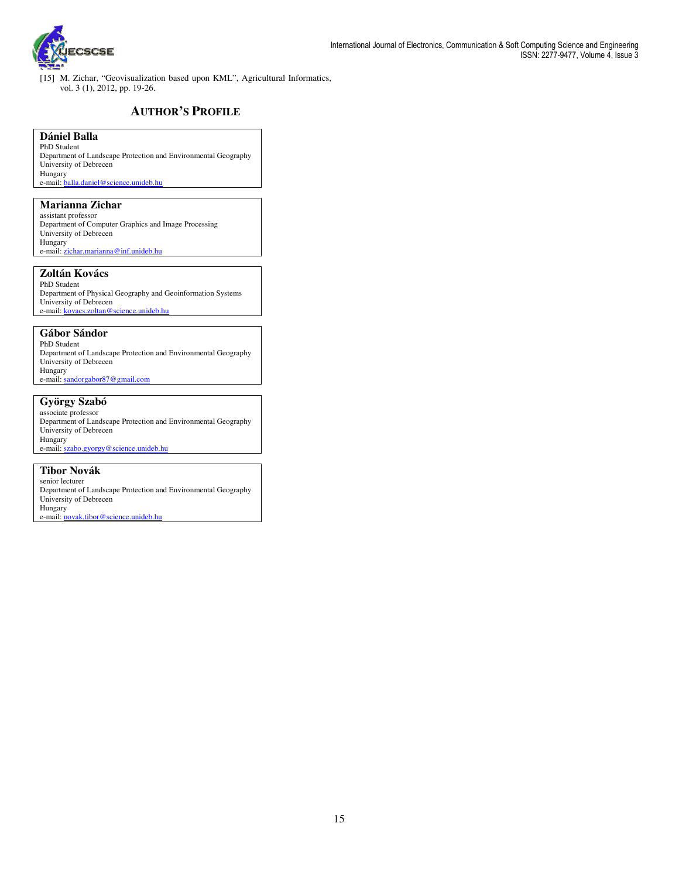[15] M. Zichar, "Geovisualization based upon KML", Agricultural Informatics, vol. 3 (1), 2012, pp. 19-26.

## AUTHOR'S PROFILE

**Dániel Balla**
PhD Student
Department of Landscape Protection and Environmental Geography
University of Debrecen
Hungary
e-mail: balla.daniel@science.unideb.hu

**Marianna Zichar**
assistant professor
Department of Computer Graphics and Image Processing
University of Debrecen
Hungary
e-mail: zichar.marianna@inf.unideb.hu

**Zoltán Kovács**
PhD Student
Department of Physical Geography and Geoinformation Systems
University of Debrecen
e-mail: kovacs.zoltan@science.unideb.hu

**Gábor Sándor**
PhD Student
Department of Landscape Protection and Environmental Geography
University of Debrecen
Hungary
e-mail: sandorgabor87@gmail.com

**György Szabó**
associate professor
Department of Landscape Protection and Environmental Geography
University of Debrecen
Hungary
e-mail: szabo.gyorgy@science.unideb.hu

**Tibor Novák**
senior lecturer
Department of Landscape Protection and Environmental Geography
University of Debrecen
Hungary
e-mail: novak.tibor@science.unideb.hu